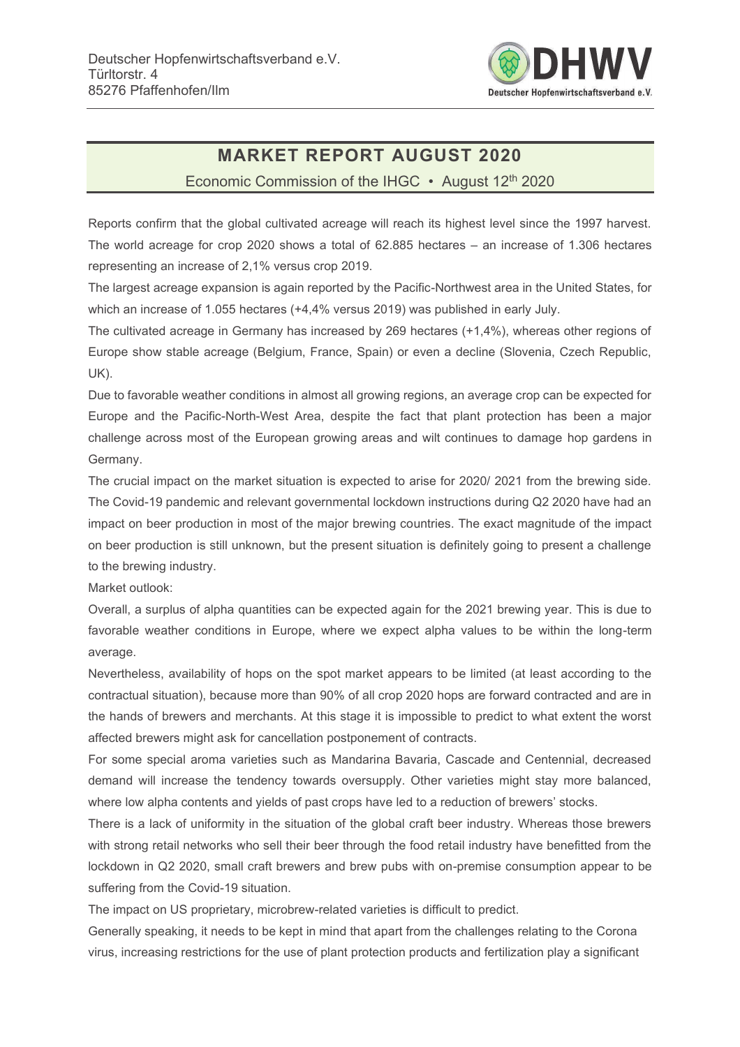Deutscher Hopfenwirtschaftsverband e.V.
Türltorstr. 4
85276 Pfaffenhofen/Ilm

DHWV
Deutscher Hopfenwirtschaftsverband e.V.

# MARKET REPORT AUGUST 2020

Economic Commission of the IHGC • August 12th 2020

Reports confirm that the global cultivated acreage will reach its highest level since the 1997 harvest. The world acreage for crop 2020 shows a total of 62.885 hectares – an increase of 1.306 hectares representing an increase of 2,1% versus crop 2019.

The largest acreage expansion is again reported by the Pacific-Northwest area in the United States, for which an increase of 1.055 hectares (+4,4% versus 2019) was published in early July.

The cultivated acreage in Germany has increased by 269 hectares (+1,4%), whereas other regions of Europe show stable acreage (Belgium, France, Spain) or even a decline (Slovenia, Czech Republic, UK).

Due to favorable weather conditions in almost all growing regions, an average crop can be expected for Europe and the Pacific-North-West Area, despite the fact that plant protection has been a major challenge across most of the European growing areas and wilt continues to damage hop gardens in Germany.

The crucial impact on the market situation is expected to arise for 2020/ 2021 from the brewing side. The Covid-19 pandemic and relevant governmental lockdown instructions during Q2 2020 have had an impact on beer production in most of the major brewing countries. The exact magnitude of the impact on beer production is still unknown, but the present situation is definitely going to present a challenge to the brewing industry.

Market outlook:

Overall, a surplus of alpha quantities can be expected again for the 2021 brewing year. This is due to favorable weather conditions in Europe, where we expect alpha values to be within the long-term average.

Nevertheless, availability of hops on the spot market appears to be limited (at least according to the contractual situation), because more than 90% of all crop 2020 hops are forward contracted and are in the hands of brewers and merchants. At this stage it is impossible to predict to what extent the worst affected brewers might ask for cancellation postponement of contracts.

For some special aroma varieties such as Mandarina Bavaria, Cascade and Centennial, decreased demand will increase the tendency towards oversupply. Other varieties might stay more balanced, where low alpha contents and yields of past crops have led to a reduction of brewers' stocks.

There is a lack of uniformity in the situation of the global craft beer industry. Whereas those brewers with strong retail networks who sell their beer through the food retail industry have benefitted from the lockdown in Q2 2020, small craft brewers and brew pubs with on-premise consumption appear to be suffering from the Covid-19 situation.

The impact on US proprietary, microbrew-related varieties is difficult to predict.

Generally speaking, it needs to be kept in mind that apart from the challenges relating to the Corona virus, increasing restrictions for the use of plant protection products and fertilization play a significant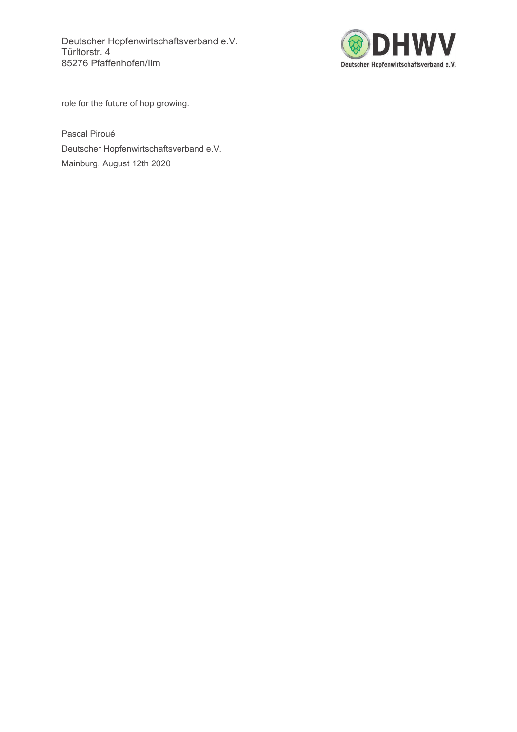role for the future of hop growing.

Pascal Piroué

Deutscher Hopfenwirtschaftsverband e.V.

Mainburg, August 12th 2020